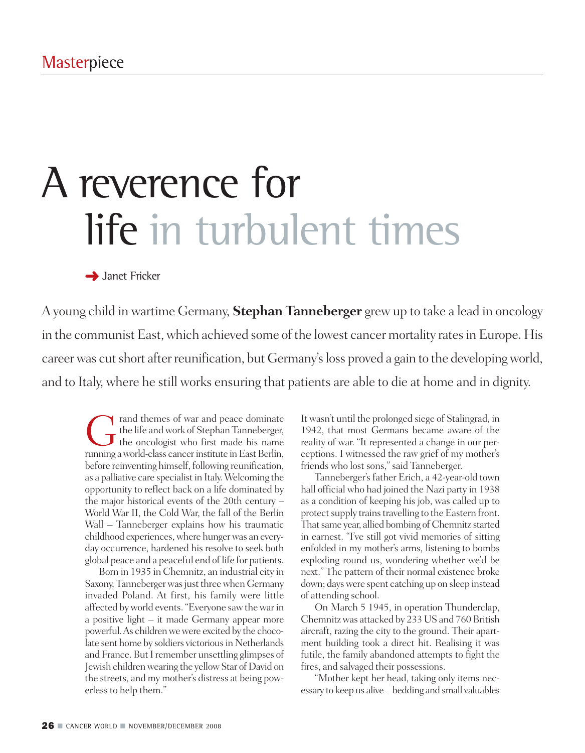Masterpiece

# A reverence for life in turbulent times

Janet Fricker

A young child in wartime Germany, **Stephan Tanneberger** grew up to take a lead in oncology in the communist East, which achieved some of the lowest cancer mortality rates in Europe. His career was cut short after reunification, but Germany's loss proved a gain to the developing world, and to Italy, where he still works ensuring that patients are able to die at home and in dignity.

Grand themes of war and peace dominate the life and work of Stephan Tanneberger, the oncologist who first made his name running a world-class cancer institute in East Berlin, before reinventing himself, following reunification, as a palliative care specialist in Italy. Welcoming the opportunity to reflect back on a life dominated by the major historical events of the 20th century – World War II, the Cold War, the fall of the Berlin Wall – Tanneberger explains how his traumatic childhood experiences, where hunger was an everyday occurrence, hardened his resolve to seek both global peace and a peaceful end of life for patients.

Born in 1935 in Chemnitz, an industrial city in Saxony, Tanneberger was just three when Germany invaded Poland. At first, his family were little affected by world events. "Everyone saw the war in a positive light – it made Germany appear more powerful. As children we were excited by the chocolate sent home by soldiers victorious in Netherlands and France. But I remember unsettling glimpses of Jewish children wearing the yellow Star of David on the streets, and my mother's distress at being powerless to help them."

It wasn't until the prolonged siege of Stalingrad, in 1942, that most Germans became aware of the reality of war. "It represented a change in our perceptions. I witnessed the raw grief of my mother's friends who lost sons," said Tanneberger.

Tanneberger's father Erich, a 42-year-old town hall official who had joined the Nazi party in 1938 as a condition of keeping his job, was called up to protect supply trains travelling to the Eastern front. That same year, allied bombing of Chemnitz started in earnest. "I've still got vivid memories of sitting enfolded in my mother's arms, listening to bombs exploding round us, wondering whether we'd be next." The pattern of their normal existence broke down; days were spent catching up on sleep instead of attending school.

On March 5 1945, in operation Thunderclap, Chemnitz was attacked by 233 US and 760 British aircraft, razing the city to the ground. Their apartment building took a direct hit. Realising it was futile, the family abandoned attempts to fight the fires, and salvaged their possessions.

"Mother kept her head, taking only items necessary to keep us alive – bedding and small valuables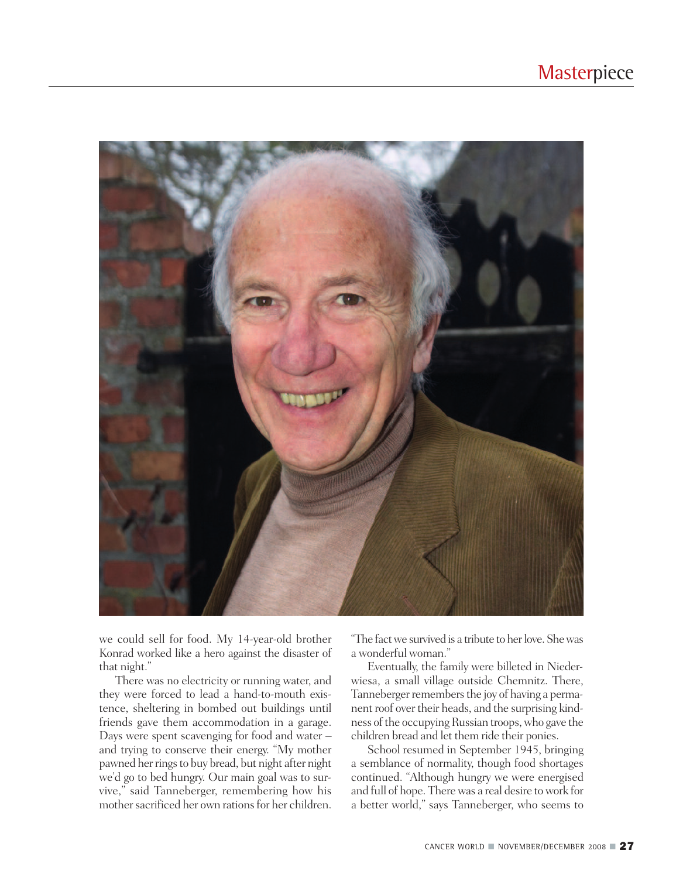we could sell for food. My 14-year-old brother Konrad worked like a hero against the disaster of that night."

There was no electricity or running water, and they were forced to lead a hand-to-mouth existence, sheltering in bombed out buildings until friends gave them accommodation in a garage. Days were spent scavenging for food and water – and trying to conserve their energy. "My mother pawned her rings to buy bread, but night after night we'd go to bed hungry. Our main goal was to survive," said Tanneberger, remembering how his mother sacrificed her own rations for her children. "The fact we survived is a tribute to her love. She was a wonderful woman."

Eventually, the family were billeted in Niederwiesa, a small village outside Chemnitz. There, Tanneberger remembers the joy of having a permanent roof over their heads, and the surprising kindness of the occupying Russian troops, who gave the children bread and let them ride their ponies.

School resumed in September 1945, bringing a semblance of normality, though food shortages continued. "Although hungry we were energised and full of hope. There was a real desire to work for a better world," says Tanneberger, who seems to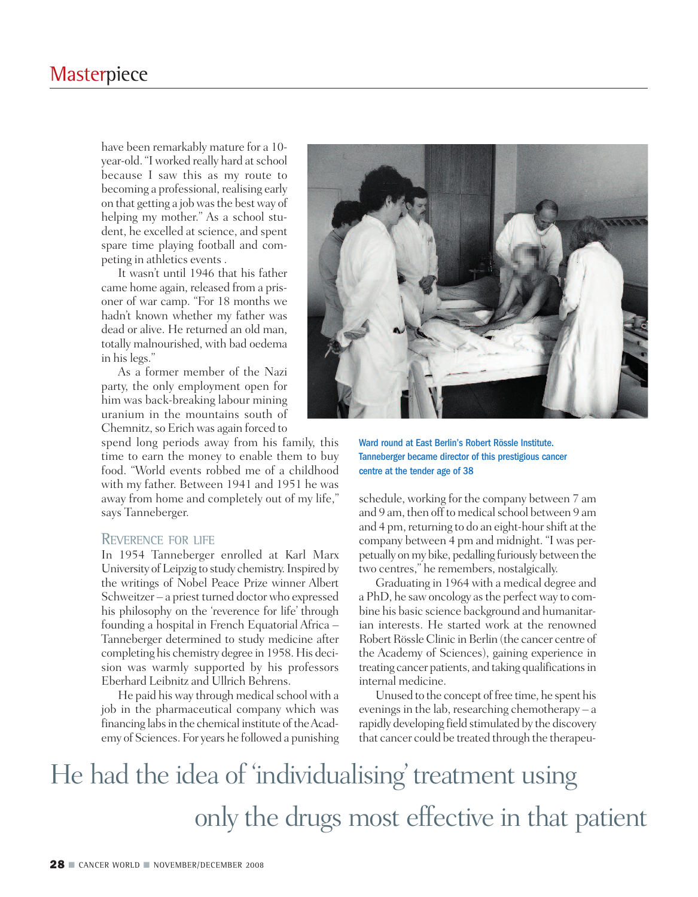have been remarkably mature for a 10-year-old. "I worked really hard at school because I saw this as my route to becoming a professional, realising early on that getting a job was the best way of helping my mother." As a school student, he excelled at science, and spent spare time playing football and competing in athletics events .

It wasn't until 1946 that his father came home again, released from a prisoner of war camp. "For 18 months we hadn't known whether my father was dead or alive. He returned an old man, totally malnourished, with bad oedema in his legs."

As a former member of the Nazi party, the only employment open for him was back-breaking labour mining uranium in the mountains south of Chemnitz, so Erich was again forced to spend long periods away from his family, this time to earn the money to enable them to buy food. "World events robbed me of a childhood with my father. Between 1941 and 1951 he was away from home and completely out of my life," says Tanneberger.

## Reverence for life

In 1954 Tanneberger enrolled at Karl Marx University of Leipzig to study chemistry. Inspired by the writings of Nobel Peace Prize winner Albert Schweitzer – a priest turned doctor who expressed his philosophy on the 'reverence for life' through founding a hospital in French Equatorial Africa – Tanneberger determined to study medicine after completing his chemistry degree in 1958. His decision was warmly supported by his professors Eberhard Leibnitz and Ullrich Behrens.

He paid his way through medical school with a job in the pharmaceutical company which was financing labs in the chemical institute of the Academy of Sciences. For years he followed a punishing schedule, working for the company between 7 am and 9 am, then off to medical school between 9 am and 4 pm, returning to do an eight-hour shift at the company between 4 pm and midnight. "I was perpetually on my bike, pedalling furiously between the two centres," he remembers, nostalgically.

Ward round at East Berlin's Robert Rössle Institute. Tanneberger became director of this prestigious cancer centre at the tender age of 38

Graduating in 1964 with a medical degree and a PhD, he saw oncology as the perfect way to combine his basic science background and humanitarian interests. He started work at the renowned Robert Rössle Clinic in Berlin (the cancer centre of the Academy of Sciences), gaining experience in treating cancer patients, and taking qualifications in internal medicine.

Unused to the concept of free time, he spent his evenings in the lab, researching chemotherapy – a rapidly developing field stimulated by the discovery that cancer could be treated through the therapeu-

He had the idea of 'individualising' treatment using only the drugs most effective in that patient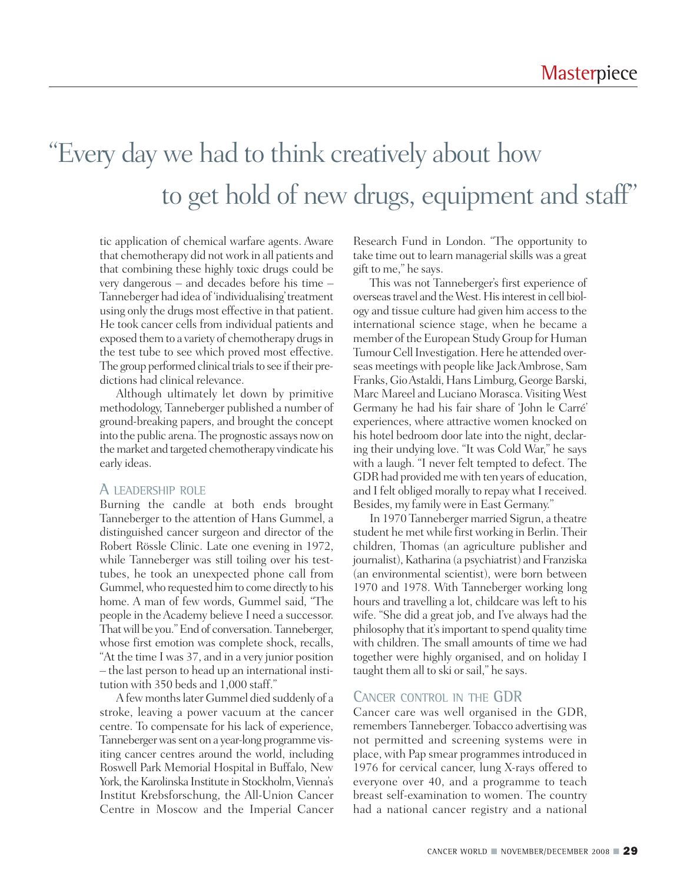"Every day we had to think creatively about how to get hold of new drugs, equipment and staff"

tic application of chemical warfare agents. Aware that chemotherapy did not work in all patients and that combining these highly toxic drugs could be very dangerous – and decades before his time – Tanneberger had idea of 'individualising' treatment using only the drugs most effective in that patient. He took cancer cells from individual patients and exposed them to a variety of chemotherapy drugs in the test tube to see which proved most effective. The group performed clinical trials to see if their predictions had clinical relevance.

Although ultimately let down by primitive methodology, Tanneberger published a number of ground-breaking papers, and brought the concept into the public arena. The prognostic assays now on the market and targeted chemotherapy vindicate his early ideas.

## A leadership role

Burning the candle at both ends brought Tanneberger to the attention of Hans Gummel, a distinguished cancer surgeon and director of the Robert Rössle Clinic. Late one evening in 1972, while Tanneberger was still toiling over his test-tubes, he took an unexpected phone call from Gummel, who requested him to come directly to his home. A man of few words, Gummel said, "The people in the Academy believe I need a successor. That will be you." End of conversation. Tanneberger, whose first emotion was complete shock, recalls, "At the time I was 37, and in a very junior position – the last person to head up an international institution with 350 beds and 1,000 staff."

A few months later Gummel died suddenly of a stroke, leaving a power vacuum at the cancer centre. To compensate for his lack of experience, Tanneberger was sent on a year-long programme visiting cancer centres around the world, including Roswell Park Memorial Hospital in Buffalo, New York, the Karolinska Institute in Stockholm, Vienna's Institut Krebsforschung, the All-Union Cancer Centre in Moscow and the Imperial Cancer Research Fund in London. "The opportunity to take time out to learn managerial skills was a great gift to me," he says.

This was not Tanneberger's first experience of overseas travel and the West. His interest in cell biology and tissue culture had given him access to the international science stage, when he became a member of the European Study Group for Human Tumour Cell Investigation. Here he attended overseas meetings with people like Jack Ambrose, Sam Franks, Gio Astaldi, Hans Limburg, George Barski, Marc Mareel and Luciano Morasca. Visiting West Germany he had his fair share of 'John le Carré' experiences, where attractive women knocked on his hotel bedroom door late into the night, declaring their undying love. "It was Cold War," he says with a laugh. "I never felt tempted to defect. The GDR had provided me with ten years of education, and I felt obliged morally to repay what I received. Besides, my family were in East Germany."

In 1970 Tanneberger married Sigrun, a theatre student he met while first working in Berlin. Their children, Thomas (an agriculture publisher and journalist), Katharina (a psychiatrist) and Franziska (an environmental scientist), were born between 1970 and 1978. With Tanneberger working long hours and travelling a lot, childcare was left to his wife. "She did a great job, and I've always had the philosophy that it's important to spend quality time with children. The small amounts of time we had together were highly organised, and on holiday I taught them all to ski or sail," he says.

## Cancer control in the GDR

Cancer care was well organised in the GDR, remembers Tanneberger. Tobacco advertising was not permitted and screening systems were in place, with Pap smear programmes introduced in 1976 for cervical cancer, lung X-rays offered to everyone over 40, and a programme to teach breast self-examination to women. The country had a national cancer registry and a national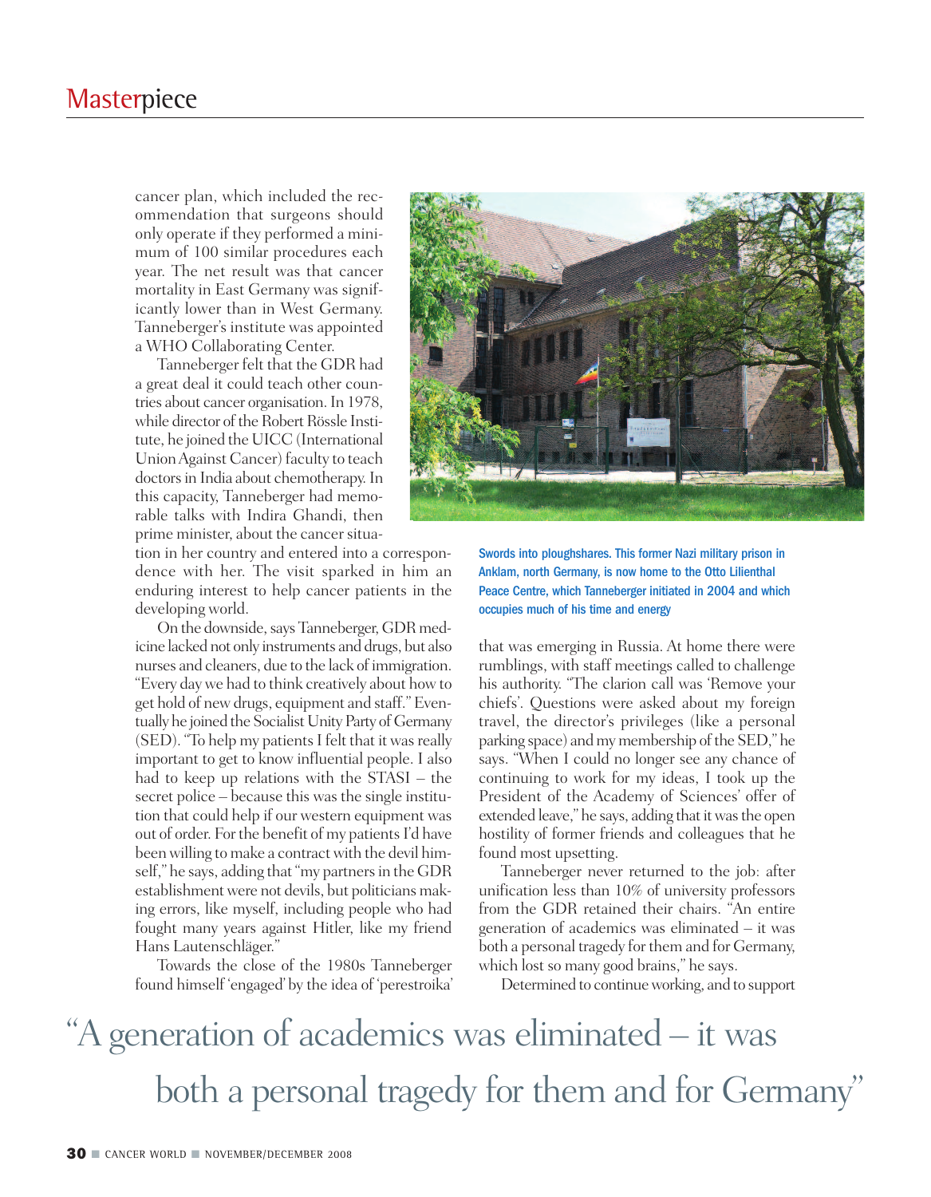cancer plan, which included the recommendation that surgeons should only operate if they performed a minimum of 100 similar procedures each year. The net result was that cancer mortality in East Germany was significantly lower than in West Germany. Tanneberger's institute was appointed a WHO Collaborating Center.

Tanneberger felt that the GDR had a great deal it could teach other countries about cancer organisation. In 1978, while director of the Robert Rössle Institute, he joined the UICC (International Union Against Cancer) faculty to teach doctors in India about chemotherapy. In this capacity, Tanneberger had memorable talks with Indira Ghandi, then prime minister, about the cancer situation in her country and entered into a correspondence with her. The visit sparked in him an enduring interest to help cancer patients in the developing world.

On the downside, says Tanneberger, GDR medicine lacked not only instruments and drugs, but also nurses and cleaners, due to the lack of immigration. "Every day we had to think creatively about how to get hold of new drugs, equipment and staff." Eventually he joined the Socialist Unity Party of Germany (SED). "To help my patients I felt that it was really important to get to know influential people. I also had to keep up relations with the STASI – the secret police – because this was the single institution that could help if our western equipment was out of order. For the benefit of my patients I'd have been willing to make a contract with the devil himself," he says, adding that "my partners in the GDR establishment were not devils, but politicians making errors, like myself, including people who had fought many years against Hitler, like my friend Hans Lautenschläger."

Towards the close of the 1980s Tanneberger found himself 'engaged' by the idea of 'perestroika' that was emerging in Russia. At home there were rumblings, with staff meetings called to challenge his authority. "The clarion call was 'Remove your chiefs'. Questions were asked about my foreign travel, the director's privileges (like a personal parking space) and my membership of the SED," he says. "When I could no longer see any chance of continuing to work for my ideas, I took up the President of the Academy of Sciences' offer of extended leave," he says, adding that it was the open hostility of former friends and colleagues that he found most upsetting.

Tanneberger never returned to the job: after unification less than 10% of university professors from the GDR retained their chairs. "An entire generation of academics was eliminated – it was both a personal tragedy for them and for Germany, which lost so many good brains," he says.

Determined to continue working, and to support

Swords into ploughshares. This former Nazi military prison in Anklam, north Germany, is now home to the Otto Lilienthal Peace Centre, which Tanneberger initiated in 2004 and which occupies much of his time and energy

> "A generation of academics was eliminated – it was both a personal tragedy for them and for Germany"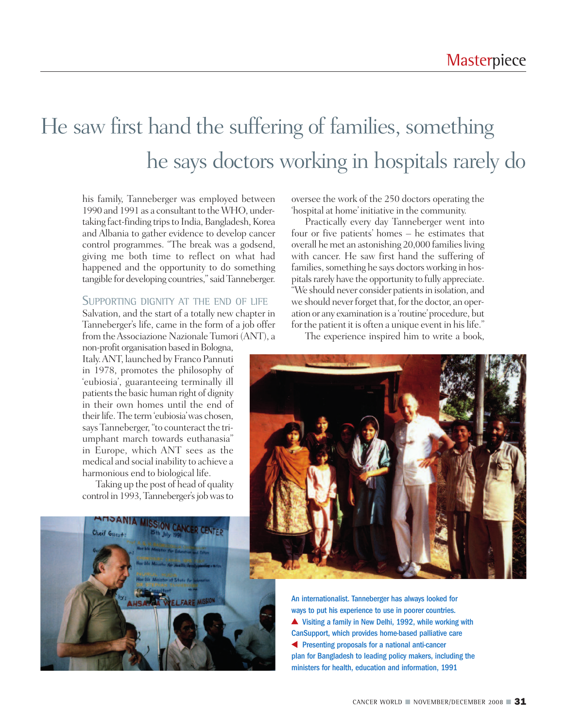# He saw first hand the suffering of families, something he says doctors working in hospitals rarely do

his family, Tanneberger was employed between 1990 and 1991 as a consultant to the WHO, undertaking fact-finding trips to India, Bangladesh, Korea and Albania to gather evidence to develop cancer control programmes. "The break was a godsend, giving me both time to reflect on what had happened and the opportunity to do something tangible for developing countries," said Tanneberger.

## Supporting dignity at the end of life

Salvation, and the start of a totally new chapter in Tanneberger's life, came in the form of a job offer from the Associazione Nazionale Tumori (ANT), a non-profit organisation based in Bologna, Italy. ANT, launched by Franco Pannuti in 1978, promotes the philosophy of 'eubiosia', guaranteeing terminally ill patients the basic human right of dignity in their own homes until the end of their life. The term 'eubiosia' was chosen, says Tanneberger, "to counteract the triumphant march towards euthanasia" in Europe, which ANT sees as the medical and social inability to achieve a harmonious end to biological life.

Taking up the post of head of quality control in 1993, Tanneberger's job was to oversee the work of the 250 doctors operating the 'hospital at home' initiative in the community.

Practically every day Tanneberger went into four or five patients' homes – he estimates that overall he met an astonishing 20,000 families living with cancer. He saw first hand the suffering of families, something he says doctors working in hospitals rarely have the opportunity to fully appreciate. "We should never consider patients in isolation, and we should never forget that, for the doctor, an operation or any examination is a 'routine' procedure, but for the patient it is often a unique event in his life."

The experience inspired him to write a book,

An internationalist. Tanneberger has always looked for ways to put his experience to use in poorer countries.
▲ Visiting a family in New Delhi, 1992, while working with CanSupport, which provides home-based palliative care
◀ Presenting proposals for a national anti-cancer plan for Bangladesh to leading policy makers, including the ministers for health, education and information, 1991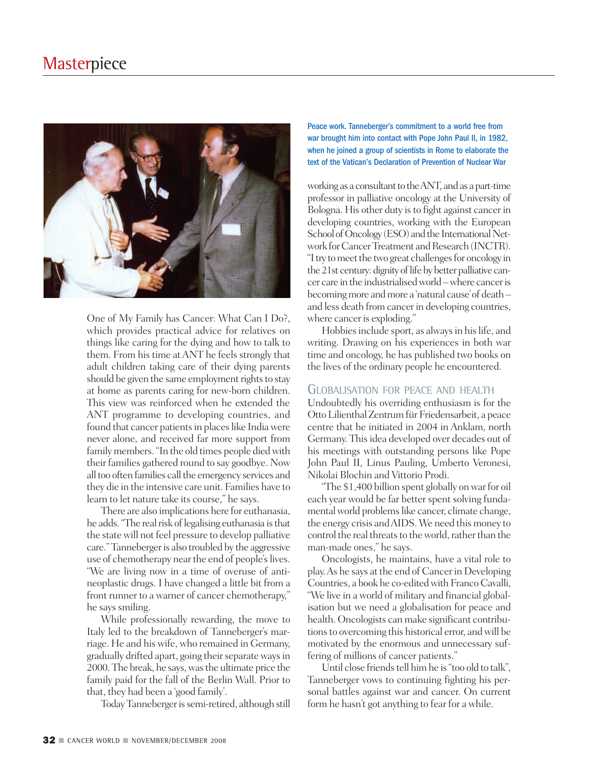Peace work. Tanneberger's commitment to a world free from war brought him into contact with Pope John Paul II, in 1982, when he joined a group of scientists in Rome to elaborate the text of the Vatican's Declaration of Prevention of Nuclear War

One of My Family has Cancer: What Can I Do?, which provides practical advice for relatives on things like caring for the dying and how to talk to them. From his time at ANT he feels strongly that adult children taking care of their dying parents should be given the same employment rights to stay at home as parents caring for new-born children. This view was reinforced when he extended the ANT programme to developing countries, and found that cancer patients in places like India were never alone, and received far more support from family members. "In the old times people died with their families gathered round to say goodbye. Now all too often families call the emergency services and they die in the intensive care unit. Families have to learn to let nature take its course," he says.

There are also implications here for euthanasia, he adds. "The real risk of legalising euthanasia is that the state will not feel pressure to develop palliative care." Tanneberger is also troubled by the aggressive use of chemotherapy near the end of people's lives. "We are living now in a time of overuse of antineoplastic drugs. I have changed a little bit from a front runner to a warner of cancer chemotherapy," he says smiling.

While professionally rewarding, the move to Italy led to the breakdown of Tanneberger's marriage. He and his wife, who remained in Germany, gradually drifted apart, going their separate ways in 2000. The break, he says, was the ultimate price the family paid for the fall of the Berlin Wall. Prior to that, they had been a 'good family'.

Today Tanneberger is semi-retired, although still working as a consultant to the ANT, and as a part-time professor in palliative oncology at the University of Bologna. His other duty is to fight against cancer in developing countries, working with the European School of Oncology (ESO) and the International Network for Cancer Treatment and Research (INCTR). "I try to meet the two great challenges for oncology in the 21st century: dignity of life by better palliative cancer care in the industrialised world – where cancer is becoming more and more a 'natural cause' of death – and less death from cancer in developing countries, where cancer is exploding."

Hobbies include sport, as always in his life, and writing. Drawing on his experiences in both war time and oncology, he has published two books on the lives of the ordinary people he encountered.

## Globalisation for peace and health

Undoubtedly his overriding enthusiasm is for the Otto Lilienthal Zentrum für Friedensarbeit, a peace centre that he initiated in 2004 in Anklam, north Germany. This idea developed over decades out of his meetings with outstanding persons like Pope John Paul II, Linus Pauling, Umberto Veronesi, Nikolai Blochin and Vittorio Prodi.

"The $1,400 billion spent globally on war for oil each year would be far better spent solving fundamental world problems like cancer, climate change, the energy crisis and AIDS. We need this money to control the real threats to the world, rather than the man-made ones," he says.

Oncologists, he maintains, have a vital role to play. As he says at the end of Cancer in Developing Countries, a book he co-edited with Franco Cavalli, "We live in a world of military and financial globalisation but we need a globalisation for peace and health. Oncologists can make significant contributions to overcoming this historical error, and will be motivated by the enormous and unnecessary suffering of millions of cancer patients."

Until close friends tell him he is "too old to talk", Tanneberger vows to continuing fighting his personal battles against war and cancer. On current form he hasn't got anything to fear for a while.